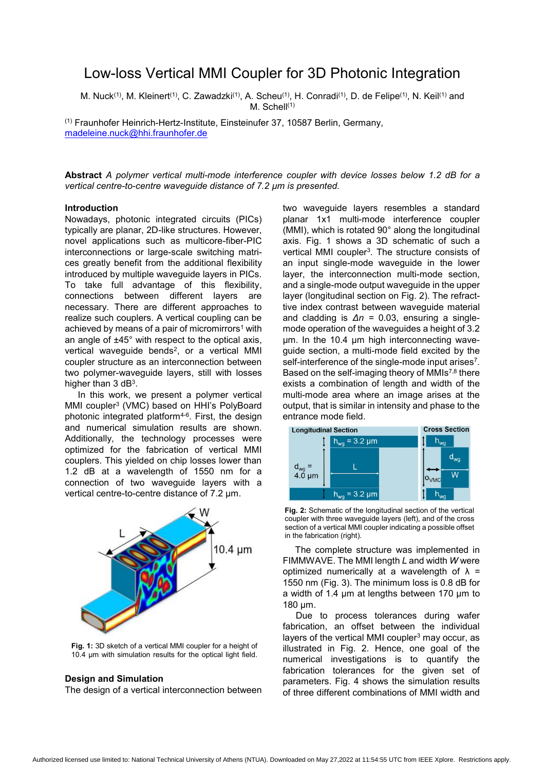# Low-loss Vertical MMI Coupler for 3D Photonic Integration

M. Nuck[(1)], M. Kleinert[(1)], C. Zawadzki[(1)], A. Scheu[(1)], H. Conradi[(1)], D. de Felipe[(1)], N. Keil[(1)] and M. Schell[(1)]

[(1)] Fraunhofer Heinrich-Hertz-Institute, Einsteinufer 37, 10587 Berlin, Germany, madeleine.nuck@hhi.fraunhofer.de

**Abstract** *A polymer vertical multi-mode interference coupler with device losses below 1.2 dB for a vertical centre-to-centre waveguide distance of 7.2 µm is presented.*

## Introduction

Nowadays, photonic integrated circuits (PICs) typically are planar, 2D-like structures. However, novel applications such as multicore-fiber-PIC interconnections or large-scale switching matrices greatly benefit from the additional flexibility introduced by multiple waveguide layers in PICs. To take full advantage of this flexibility, connections between different layers are necessary. There are different approaches to realize such couplers. A vertical coupling can be achieved by means of a pair of micromirrors[1] with an angle of ±45° with respect to the optical axis, vertical waveguide bends[2], or a vertical MMI coupler structure as an interconnection between two polymer-waveguide layers, still with losses higher than 3 dB[3].

In this work, we present a polymer vertical MMI coupler[3] (VMC) based on HHI's PolyBoard photonic integrated platform[4-6]. First, the design and numerical simulation results are shown. Additionally, the technology processes were optimized for the fabrication of vertical MMI couplers. This yielded on chip losses lower than 1.2 dB at a wavelength of 1550 nm for a connection of two waveguide layers with a vertical centre-to-centre distance of 7.2 µm.

**Fig. 1:** 3D sketch of a vertical MMI coupler for a height of 10.4 µm with simulation results for the optical light field.

## Design and Simulation

The design of a vertical interconnection between two waveguide layers resembles a standard planar 1x1 multi-mode interference coupler (MMI), which is rotated 90° along the longitudinal axis. Fig. 1 shows a 3D schematic of such a vertical MMI coupler[3]. The structure consists of an input single-mode waveguide in the lower layer, the interconnection multi-mode section, and a single-mode output waveguide in the upper layer (longitudinal section on Fig. 2). The refractive index contrast between waveguide material and cladding is $\Delta n$ = 0.03, ensuring a single-mode operation of the waveguides a height of 3.2 µm. In the 10.4 µm high interconnecting waveguide section, a multi-mode field excited by the self-interference of the single-mode input arises[7]. Based on the self-imaging theory of MMIs[7,8] there exists a combination of length and width of the multi-mode area where an image arises at the output, that is similar in intensity and phase to the entrance mode field.

**Fig. 2:** Schematic of the longitudinal section of the vertical coupler with three waveguide layers (left), and of the cross section of a vertical MMI coupler indicating a possible offset in the fabrication (right).

The complete structure was implemented in FIMMWAVE. The MMI length *L* and width *W* were optimized numerically at a wavelength of $\lambda$ = 1550 nm (Fig. 3). The minimum loss is 0.8 dB for a width of 1.4 µm at lengths between 170 µm to 180 µm.

Due to process tolerances during wafer fabrication, an offset between the individual layers of the vertical MMI coupler[3] may occur, as illustrated in Fig. 2. Hence, one goal of the numerical investigations is to quantify the fabrication tolerances for the given set of parameters. Fig. 4 shows the simulation results of three different combinations of MMI width and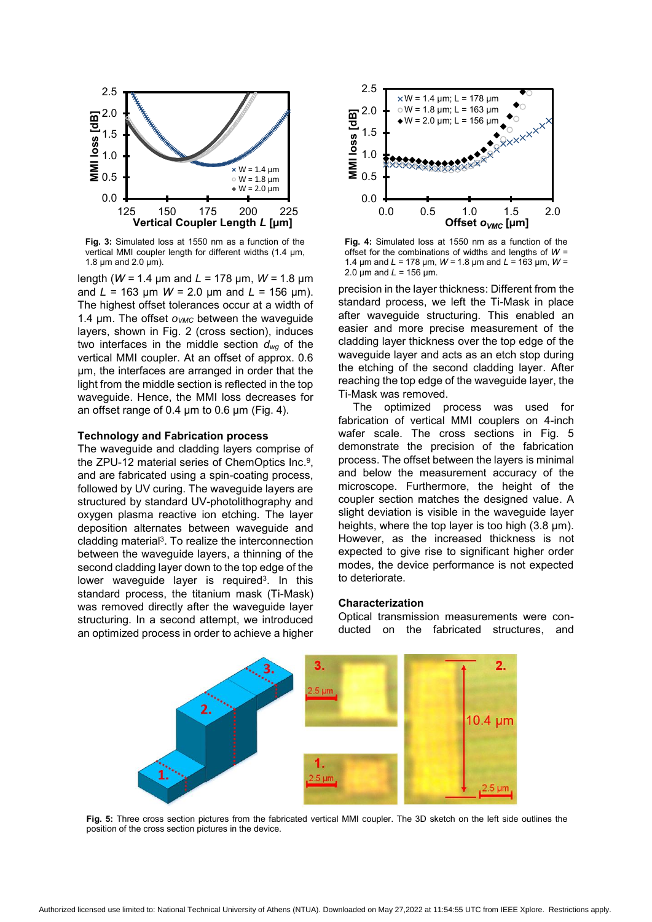Fig. 3: Simulated loss at 1550 nm as a function of the vertical MMI coupler length for different widths (1.4 µm, 1.8 µm and 2.0 µm).

Fig. 4: Simulated loss at 1550 nm as a function of the offset for the combinations of widths and lengths of $W$ = 1.4 µm and $L$ = 178 µm, $W$ = 1.8 µm and $L$ = 163 µm, $W$ = 2.0 µm and $L$ = 156 µm.

length ($W$ = 1.4 µm and $L$ = 178 µm, $W$ = 1.8 µm and $L$ = 163 µm $W$ = 2.0 µm and $L$ = 156 µm). The highest offset tolerances occur at a width of 1.4 µm. The offset $o_{VMC}$ between the waveguide layers, shown in Fig. 2 (cross section), induces two interfaces in the middle section $d_{wg}$ of the vertical MMI coupler. At an offset of approx. 0.6 µm, the interfaces are arranged in order that the light from the middle section is reflected in the top waveguide. Hence, the MMI loss decreases for an offset range of 0.4 µm to 0.6 µm (Fig. 4).

## Technology and Fabrication process

The waveguide and cladding layers comprise of the ZPU-12 material series of ChemOptics Inc.[9], and are fabricated using a spin-coating process, followed by UV curing. The waveguide layers are structured by standard UV-photolithography and oxygen plasma reactive ion etching. The layer deposition alternates between waveguide and cladding material[3]. To realize the interconnection between the waveguide layers, a thinning of the second cladding layer down to the top edge of the lower waveguide layer is required[3]. In this standard process, the titanium mask (Ti-Mask) was removed directly after the waveguide layer structuring. In a second attempt, we introduced an optimized process in order to achieve a higher precision in the layer thickness: Different from the standard process, we left the Ti-Mask in place after waveguide structuring. This enabled an easier and more precise measurement of the cladding layer thickness over the top edge of the waveguide layer and acts as an etch stop during the etching of the second cladding layer. After reaching the top edge of the waveguide layer, the Ti-Mask was removed.

The optimized process was used for fabrication of vertical MMI couplers on 4-inch wafer scale. The cross sections in Fig. 5 demonstrate the precision of the fabrication process. The offset between the layers is minimal and below the measurement accuracy of the microscope. Furthermore, the height of the coupler section matches the designed value. A slight deviation is visible in the waveguide layer heights, where the top layer is too high (3.8 µm). However, as the increased thickness is not expected to give rise to significant higher order modes, the device performance is not expected to deteriorate.

## Characterization

Optical transmission measurements were conducted on the fabricated structures, and

Fig. 5: Three cross section pictures from the fabricated vertical MMI coupler. The 3D sketch on the left side outlines the position of the cross section pictures in the device.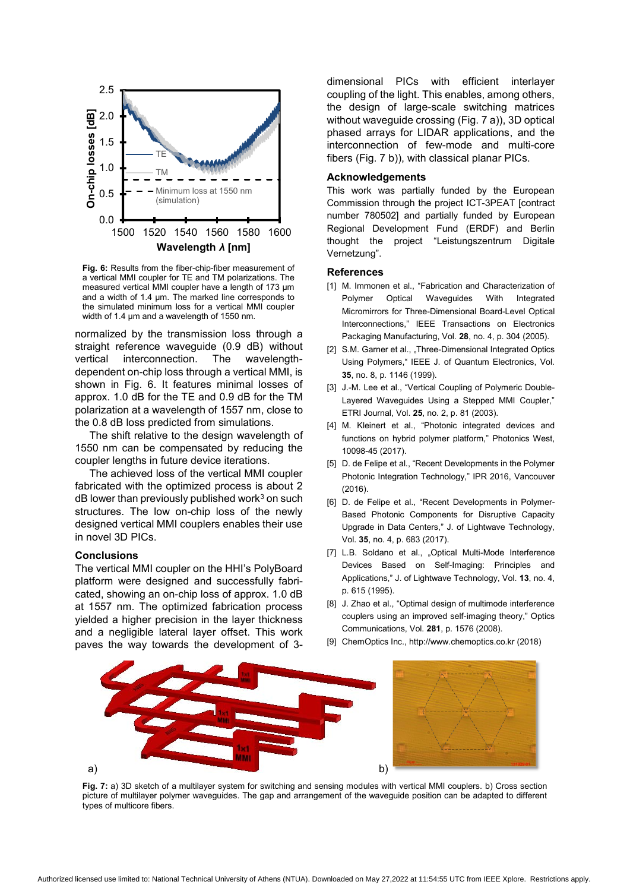2.5
2.0
1.5
1.0
0.5
0.0
On-chip losses [dB]
1500 1520 1540 1560 1580 1600
Wavelength λ [nm]
TE
TM
Minimum loss at 1550 nm (simulation)

**Fig. 6:** Results from the fiber-chip-fiber measurement of a vertical MMI coupler for TE and TM polarizations. The measured vertical MMI coupler have a length of 173 µm and a width of 1.4 µm. The marked line corresponds to the simulated minimum loss for a vertical MMI coupler width of 1.4 µm and a wavelength of 1550 nm.

normalized by the transmission loss through a straight reference waveguide (0.9 dB) without vertical interconnection. The wavelength-dependent on-chip loss through a vertical MMI, is shown in Fig. 6. It features minimal losses of approx. 1.0 dB for the TE and 0.9 dB for the TM polarization at a wavelength of 1557 nm, close to the 0.8 dB loss predicted from simulations.

The shift relative to the design wavelength of 1550 nm can be compensated by reducing the coupler lengths in future device iterations.

The achieved loss of the vertical MMI coupler fabricated with the optimized process is about 2 dB lower than previously published work[3] on such structures. The low on-chip loss of the newly designed vertical MMI couplers enables their use in novel 3D PICs.

## Conclusions

The vertical MMI coupler on the HHI's PolyBoard platform were designed and successfully fabricated, showing an on-chip loss of approx. 1.0 dB at 1557 nm. The optimized fabrication process yielded a higher precision in the layer thickness and a negligible lateral layer offset. This work paves the way towards the development of 3-dimensional PICs with efficient interlayer coupling of the light. This enables, among others, the design of large-scale switching matrices without waveguide crossing (Fig. 7 a)), 3D optical phased arrays for LIDAR applications, and the interconnection of few-mode and multi-core fibers (Fig. 7 b)), with classical planar PICs.

## Acknowledgements

This work was partially funded by the European Commission through the project ICT-3PEAT [contract number 780502] and partially funded by European Regional Development Fund (ERDF) and Berlin thought the project "Leistungszentrum Digitale Vernetzung".

## References

[1] M. Immonen et al., "Fabrication and Characterization of Polymer Optical Waveguides With Integrated Micromirrors for Three-Dimensional Board-Level Optical Interconnections," IEEE Transactions on Electronics Packaging Manufacturing, Vol. **28**, no. 4, p. 304 (2005).

[2] S.M. Garner et al., „Three-Dimensional Integrated Optics Using Polymers," IEEE J. of Quantum Electronics, Vol. **35**, no. 8, p. 1146 (1999).

[3] J.-M. Lee et al., "Vertical Coupling of Polymeric Double-Layered Waveguides Using a Stepped MMI Coupler," ETRI Journal, Vol. **25**, no. 2, p. 81 (2003).

[4] M. Kleinert et al., "Photonic integrated devices and functions on hybrid polymer platform," Photonics West, 10098-45 (2017).

[5] D. de Felipe et al., "Recent Developments in the Polymer Photonic Integration Technology," IPR 2016, Vancouver (2016).

[6] D. de Felipe et al., "Recent Developments in Polymer-Based Photonic Components for Disruptive Capacity Upgrade in Data Centers," J. of Lightwave Technology, Vol. **35**, no. 4, p. 683 (2017).

[7] L.B. Soldano et al., „Optical Multi-Mode Interference Devices Based on Self-Imaging: Principles and Applications," J. of Lightwave Technology, Vol. **13**, no. 4, p. 615 (1995).

[8] J. Zhao et al., "Optimal design of multimode interference couplers using an improved self-imaging theory," Optics Communications, Vol. **281**, p. 1576 (2008).

[9] ChemOptics Inc., http://www.chemoptics.co.kr (2018)

a) b)

**Fig. 7:** a) 3D sketch of a multilayer system for switching and sensing modules with vertical MMI couplers. b) Cross section picture of multilayer polymer waveguides. The gap and arrangement of the waveguide position can be adapted to different types of multicore fibers.